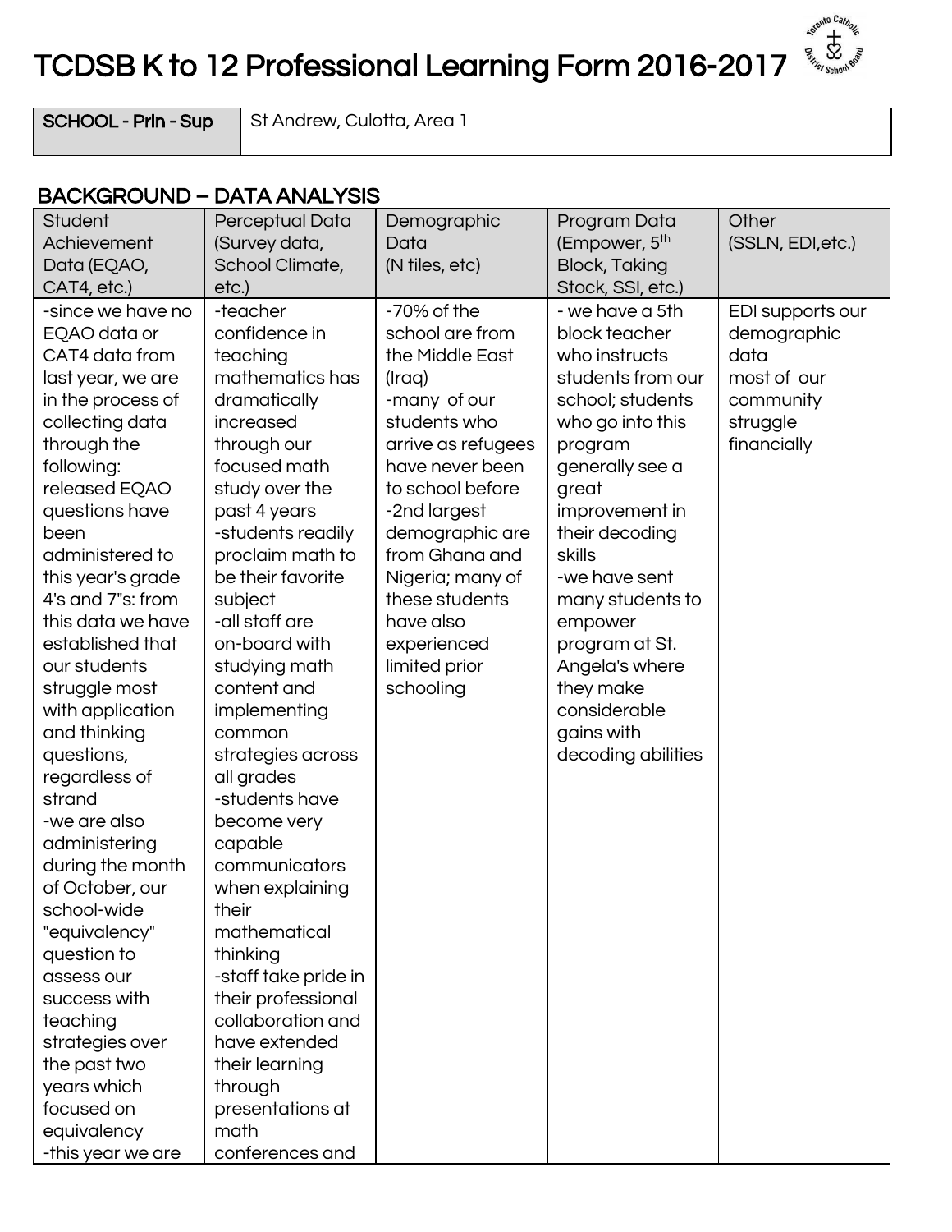# TCDSB K to 12 Professional Learning Form 2016-2017

| SCHOOL - Prin - Sup | St Andrew, Culotta, Area 1 |
|---|---|

## BACKGROUND – DATA ANALYSIS

| Student Achievement Data (EQAO, CAT4, etc.) | Perceptual Data (Survey data, School Climate, etc.) | Demographic Data (N tiles, etc) | Program Data (Empower, 5th Block, Taking Stock, SSI, etc.) | Other (SSLN, EDI,etc.) |
|---|---|---|---|---|
| -since we have no EQAO data or CAT4 data from last year, we are in the process of collecting data through the following: released EQAO questions have been administered to this year's grade 4's and 7"s: from this data we have established that our students struggle most with application and thinking questions, regardless of strand<br>-we are also administering during the month of October, our school-wide "equivalency" question to assess our success with teaching strategies over the past two years which focused on equivalency<br>-this year we are | -teacher confidence in teaching mathematics has dramatically increased through our focused math study over the past 4 years<br>-students readily proclaim math to be their favorite subject<br>-all staff are on-board with studying math content and implementing common strategies across all grades<br>-students have become very capable communicators when explaining their mathematical thinking<br>-staff take pride in their professional collaboration and have extended their learning through presentations at math conferences and | -70% of the school are from the Middle East (Iraq)<br>-many of our students who arrive as refugees have never been to school before<br>-2nd largest demographic are from Ghana and Nigeria; many of these students have also experienced limited prior schooling | - we have a 5th block teacher who instructs students from our school; students who go into this program generally see a great improvement in their decoding skills<br>-we have sent many students to empower program at St. Angela's where they make considerable gains with decoding abilities | EDI supports our demographic data most of our community struggle financially |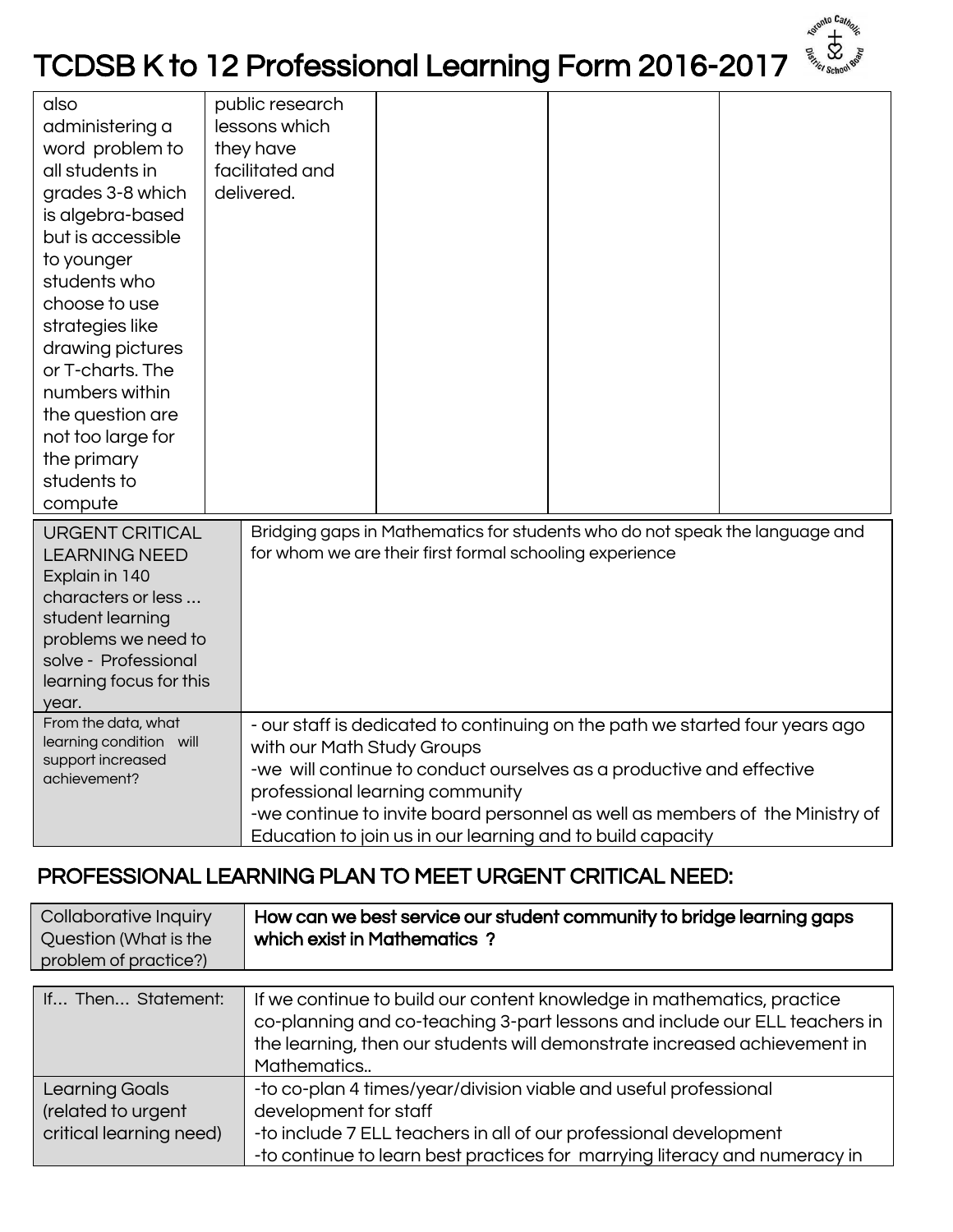# TCDSB K to 12 Professional Learning Form 2016-2017

| | | | | |
|---|---|---|---|---|
| also administering a word problem to all students in grades 3-8 which is algebra-based but is accessible to younger students who choose to use strategies like drawing pictures or T-charts. The numbers within the question are not too large for the primary students to compute | public research lessons which they have facilitated and delivered. | | | |

| | |
|---|---|
| URGENT CRITICAL LEARNING NEED Explain in 140 characters or less ... student learning problems we need to solve - Professional learning focus for this year. | Bridging gaps in Mathematics for students who do not speak the language and for whom we are their first formal schooling experience |
| From the data, what learning condition will support increased achievement? | - our staff is dedicated to continuing on the path we started four years ago with our Math Study Groups<br>-we will continue to conduct ourselves as a productive and effective professional learning community<br>-we continue to invite board personnel as well as members of the Ministry of Education to join us in our learning and to build capacity |

## PROFESSIONAL LEARNING PLAN TO MEET URGENT CRITICAL NEED:

| | |
|---|---|
| Collaborative Inquiry Question (What is the problem of practice?) | **How can we best service our student community to bridge learning gaps which exist in Mathematics ?** |

| | |
|---|---|
| If... Then... Statement: | If we continue to build our content knowledge in mathematics, practice co-planning and co-teaching 3-part lessons and include our ELL teachers in the learning, then our students will demonstrate increased achievement in Mathematics.. |
| Learning Goals (related to urgent critical learning need) | -to co-plan 4 times/year/division viable and useful professional development for staff<br>-to include 7 ELL teachers in all of our professional development<br>-to continue to learn best practices for marrying literacy and numeracy in |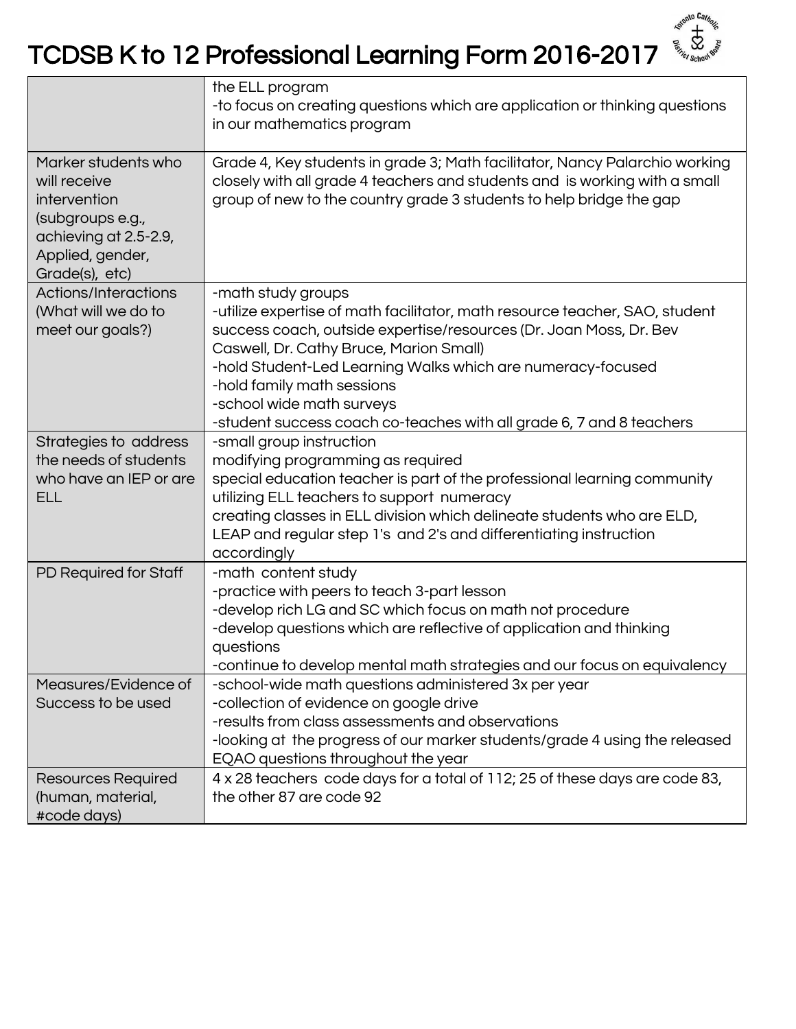# TCDSB K to 12 Professional Learning Form 2016-2017

| | |
|---|---|
| | the ELL program<br>-to focus on creating questions which are application or thinking questions in our mathematics program |
| Marker students who will receive intervention (subgroups e.g., achieving at 2.5-2.9, Applied, gender, Grade(s), etc) | Grade 4, Key students in grade 3; Math facilitator, Nancy Palarchio working closely with all grade 4 teachers and students and is working with a small group of new to the country grade 3 students to help bridge the gap |
| Actions/Interactions (What will we do to meet our goals?) | -math study groups<br>-utilize expertise of math facilitator, math resource teacher, SAO, student success coach, outside expertise/resources (Dr. Joan Moss, Dr. Bev Caswell, Dr. Cathy Bruce, Marion Small)<br>-hold Student-Led Learning Walks which are numeracy-focused<br>-hold family math sessions<br>-school wide math surveys<br>-student success coach co-teaches with all grade 6, 7 and 8 teachers |
| Strategies to address the needs of students who have an IEP or are ELL | -small group instruction<br>modifying programming as required<br>special education teacher is part of the professional learning community<br>utilizing ELL teachers to support numeracy<br>creating classes in ELL division which delineate students who are ELD, LEAP and regular step 1's and 2's and differentiating instruction accordingly |
| PD Required for Staff | -math content study<br>-practice with peers to teach 3-part lesson<br>-develop rich LG and SC which focus on math not procedure<br>-develop questions which are reflective of application and thinking questions<br>-continue to develop mental math strategies and our focus on equivalency |
| Measures/Evidence of Success to be used | -school-wide math questions administered 3x per year<br>-collection of evidence on google drive<br>-results from class assessments and observations<br>-looking at the progress of our marker students/grade 4 using the released EQAO questions throughout the year |
| Resources Required (human, material, #code days) | 4 x 28 teachers code days for a total of 112; 25 of these days are code 83, the other 87 are code 92 |